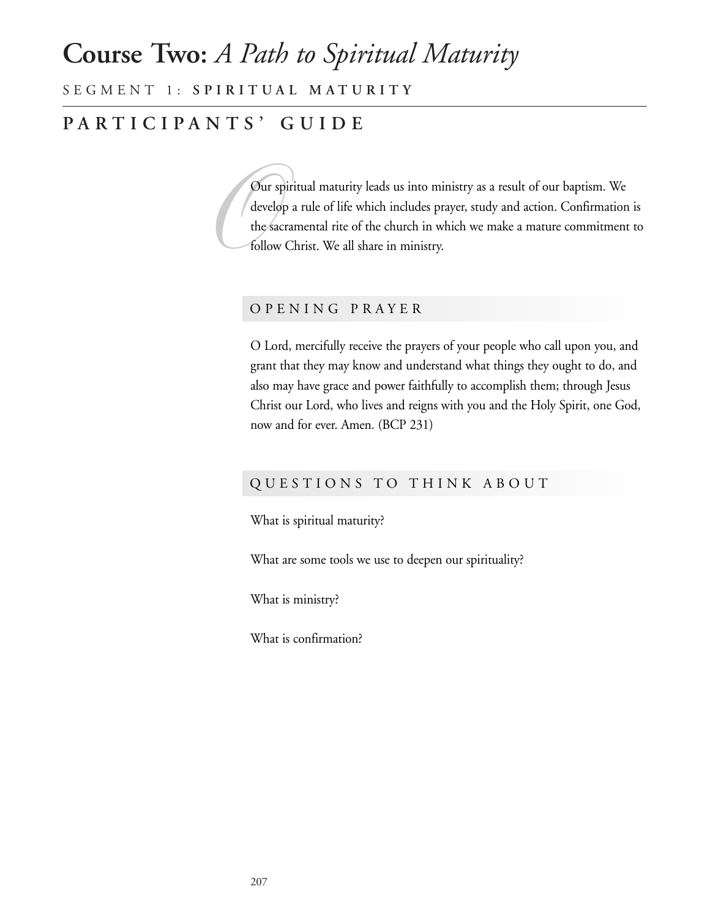# Course Two: *A Path to Spiritual Maturity*

SEGMENT 1: **SPIRITUAL MATURITY**

## PARTICIPANTS' GUIDE

Our spiritual maturity leads us into ministry as a result of our baptism. We develop a rule of life which includes prayer, study and action. Confirmation is the sacramental rite of the church in which we make a mature commitment to follow Christ. We all share in ministry.

### OPENING PRAYER

O Lord, mercifully receive the prayers of your people who call upon you, and grant that they may know and understand what things they ought to do, and also may have grace and power faithfully to accomplish them; through Jesus Christ our Lord, who lives and reigns with you and the Holy Spirit, one God, now and for ever. Amen. (BCP 231)

### QUESTIONS TO THINK ABOUT

What is spiritual maturity?

What are some tools we use to deepen our spirituality?

What is ministry?

What is confirmation?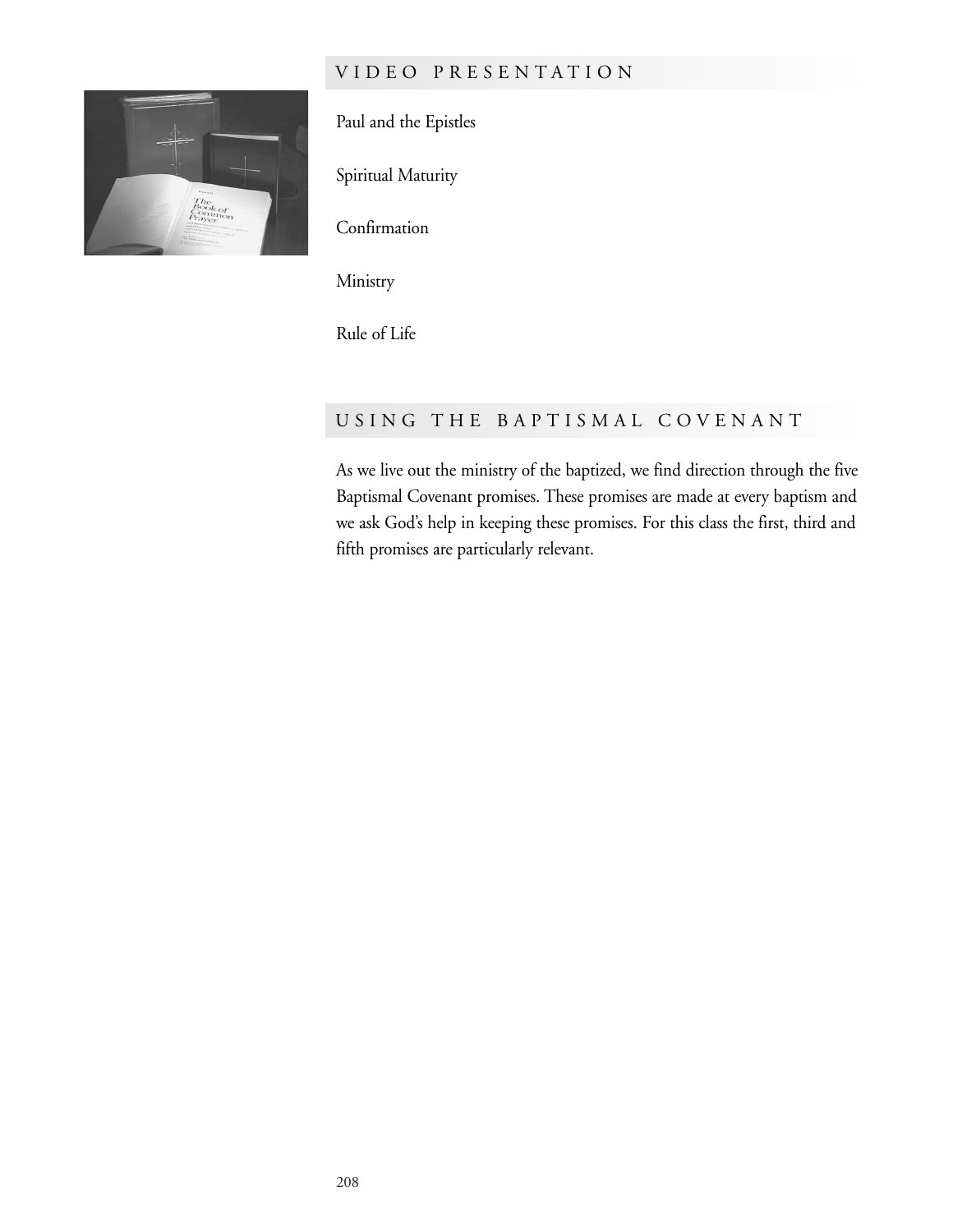## VIDEO PRESENTATION

Paul and the Epistles

Spiritual Maturity

Confirmation

Ministry

Rule of Life

## USING THE BAPTISMAL COVENANT

As we live out the ministry of the baptized, we find direction through the five Baptismal Covenant promises. These promises are made at every baptism and we ask God's help in keeping these promises. For this class the first, third and fifth promises are particularly relevant.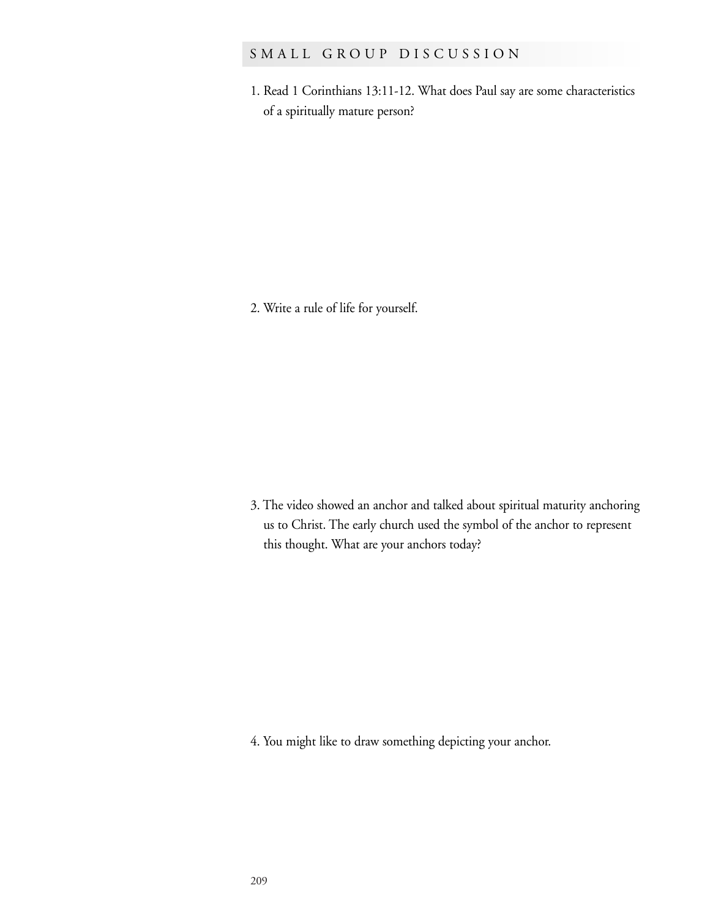## SMALL GROUP DISCUSSION

1. Read 1 Corinthians 13:11-12. What does Paul say are some characteristics of a spiritually mature person?

2. Write a rule of life for yourself.

3. The video showed an anchor and talked about spiritual maturity anchoring us to Christ. The early church used the symbol of the anchor to represent this thought. What are your anchors today?

4. You might like to draw something depicting your anchor.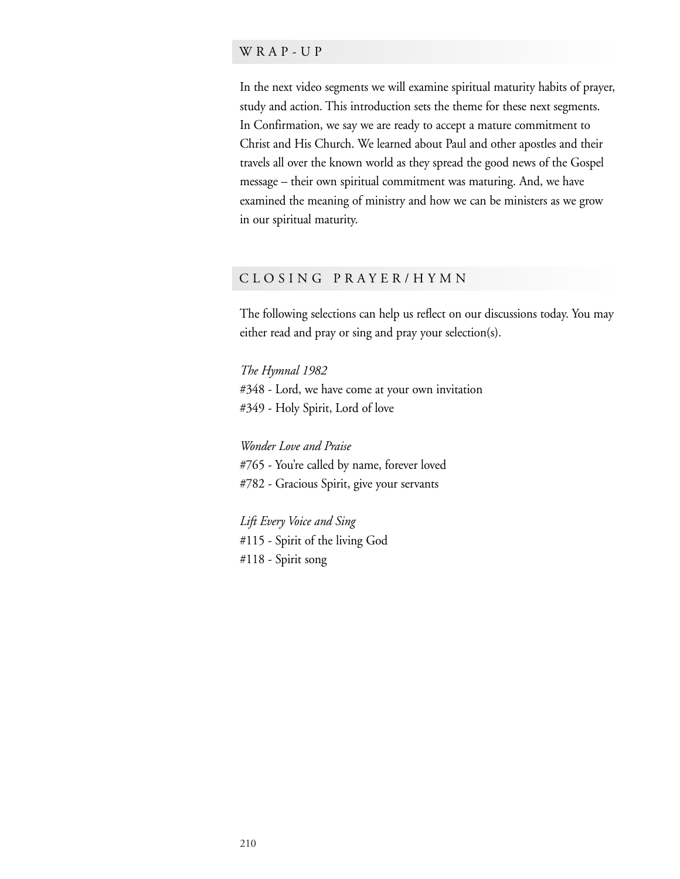## WRAP-UP

In the next video segments we will examine spiritual maturity habits of prayer, study and action. This introduction sets the theme for these next segments. In Confirmation, we say we are ready to accept a mature commitment to Christ and His Church. We learned about Paul and other apostles and their travels all over the known world as they spread the good news of the Gospel message – their own spiritual commitment was maturing. And, we have examined the meaning of ministry and how we can be ministers as we grow in our spiritual maturity.

## CLOSING PRAYER/HYMN

The following selections can help us reflect on our discussions today. You may either read and pray or sing and pray your selection(s).

*The Hymnal 1982*
#348 - Lord, we have come at your own invitation
#349 - Holy Spirit, Lord of love

*Wonder Love and Praise*
#765 - You're called by name, forever loved
#782 - Gracious Spirit, give your servants

*Lift Every Voice and Sing*
#115 - Spirit of the living God
#118 - Spirit song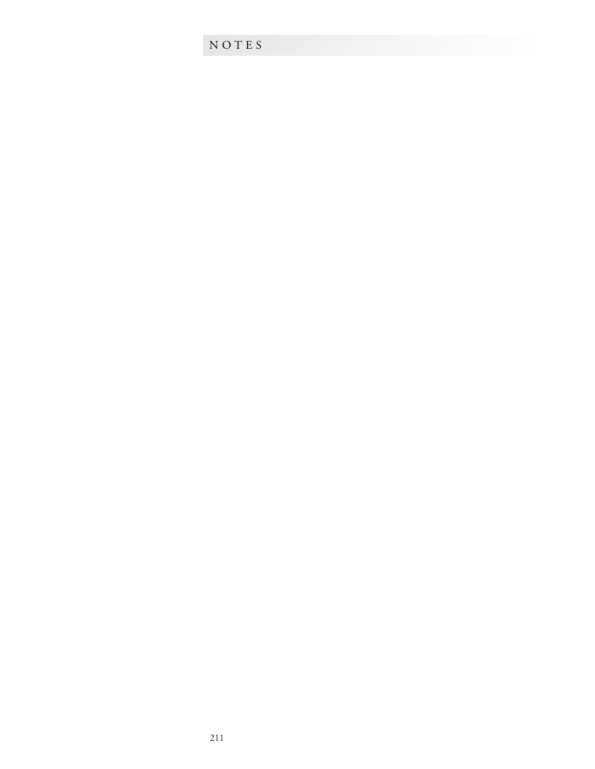# NOTES